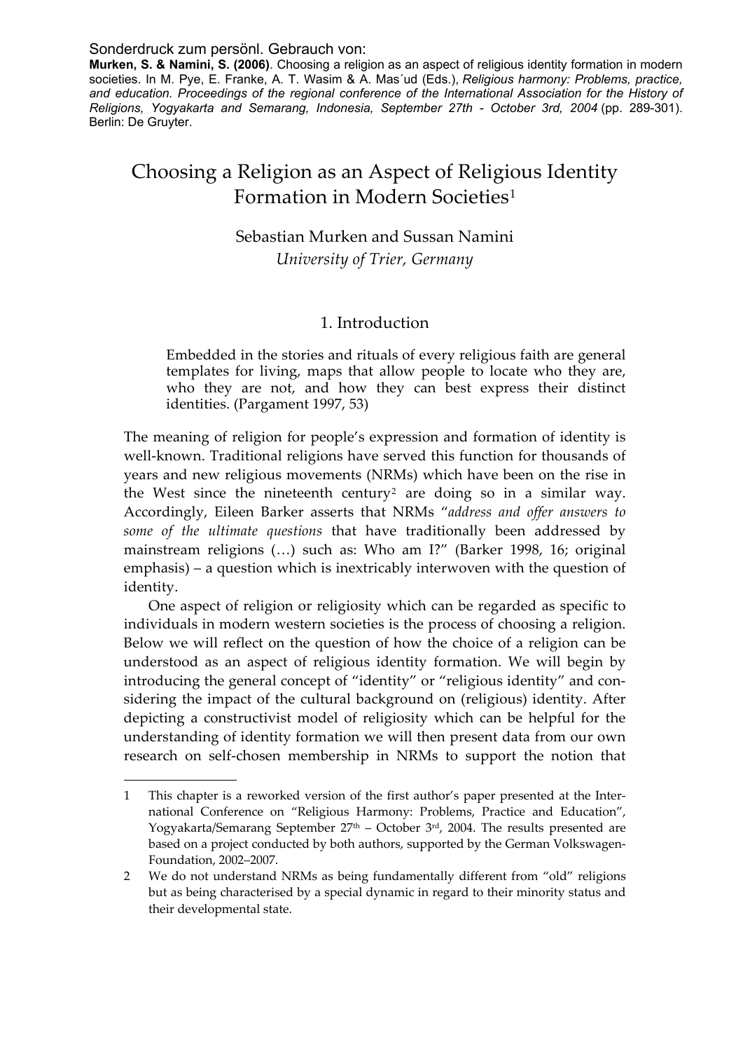Sonderdruck zum persönl. Gebrauch von:
**Murken, S. & Namini, S. (2006)**. Choosing a religion as an aspect of religious identity formation in modern societies. In M. Pye, E. Franke, A. T. Wasim & A. Mas´ud (Eds.), *Religious harmony: Problems, practice, and education. Proceedings of the regional conference of the International Association for the History of Religions, Yogyakarta and Semarang, Indonesia, September 27th - October 3rd, 2004* (pp. 289-301). Berlin: De Gruyter.

# Choosing a Religion as an Aspect of Religious Identity Formation in Modern Societies[1]

Sebastian Murken and Sussan Namini
*University of Trier, Germany*

## 1. Introduction

> Embedded in the stories and rituals of every religious faith are general templates for living, maps that allow people to locate who they are, who they are not, and how they can best express their distinct identities. (Pargament 1997, 53)

The meaning of religion for people's expression and formation of identity is well-known. Traditional religions have served this function for thousands of years and new religious movements (NRMs) which have been on the rise in the West since the nineteenth century[2] are doing so in a similar way. Accordingly, Eileen Barker asserts that NRMs "*address and offer answers to some of the ultimate questions* that have traditionally been addressed by mainstream religions (…) such as: Who am I?" (Barker 1998, 16; original emphasis) – a question which is inextricably interwoven with the question of identity.

One aspect of religion or religiosity which can be regarded as specific to individuals in modern western societies is the process of choosing a religion. Below we will reflect on the question of how the choice of a religion can be understood as an aspect of religious identity formation. We will begin by introducing the general concept of "identity" or "religious identity" and considering the impact of the cultural background on (religious) identity. After depicting a constructivist model of religiosity which can be helpful for the understanding of identity formation we will then present data from our own research on self-chosen membership in NRMs to support the notion that

---

1 This chapter is a reworked version of the first author's paper presented at the International Conference on "Religious Harmony: Problems, Practice and Education", Yogyakarta/Semarang September 27th – October 3rd, 2004. The results presented are based on a project conducted by both authors, supported by the German Volkswagen-Foundation, 2002–2007.

2 We do not understand NRMs as being fundamentally different from "old" religions but as being characterised by a special dynamic in regard to their minority status and their developmental state.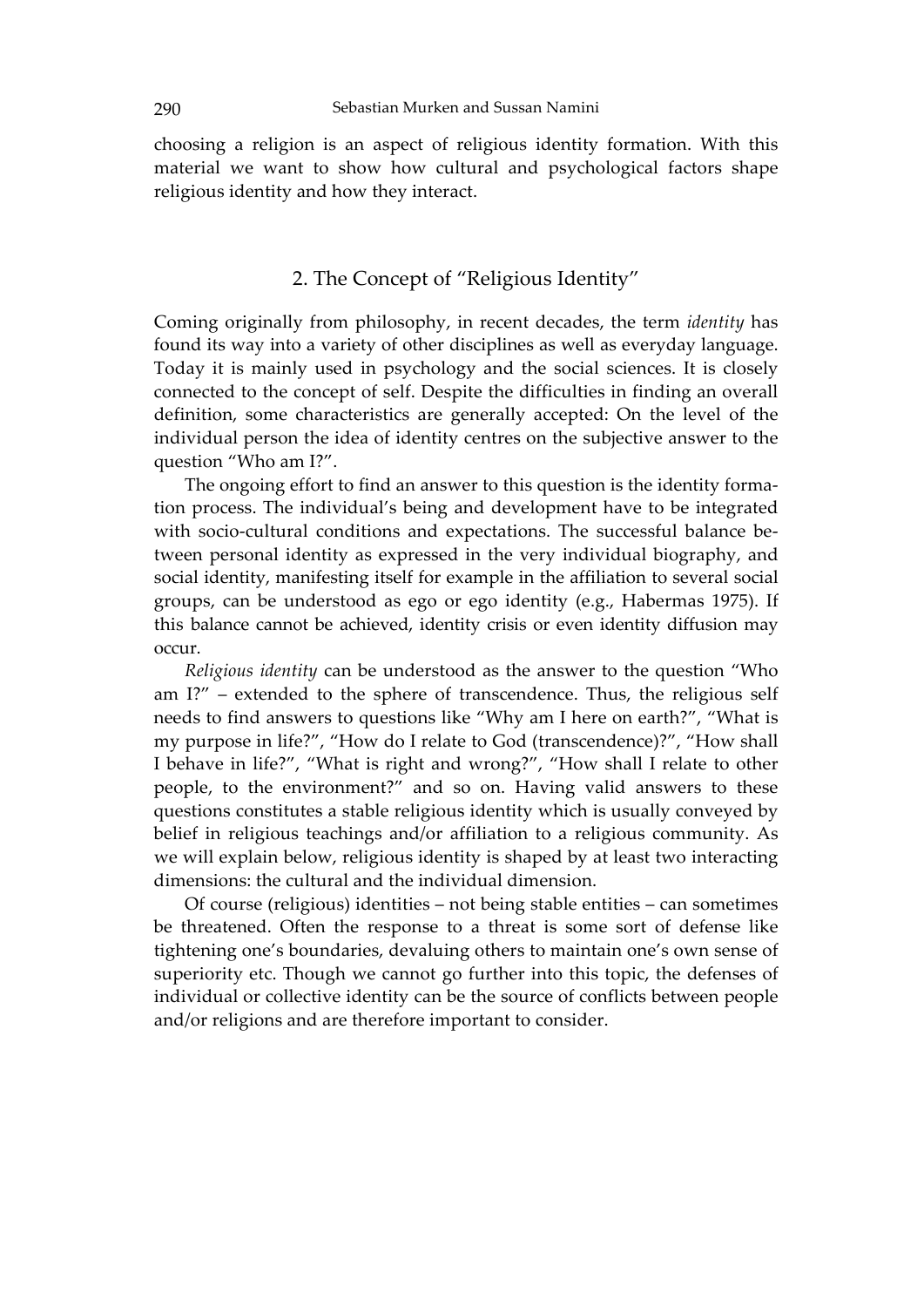choosing a religion is an aspect of religious identity formation. With this material we want to show how cultural and psychological factors shape religious identity and how they interact.

## 2. The Concept of "Religious Identity"

Coming originally from philosophy, in recent decades, the term *identity* has found its way into a variety of other disciplines as well as everyday language. Today it is mainly used in psychology and the social sciences. It is closely connected to the concept of self. Despite the difficulties in finding an overall definition, some characteristics are generally accepted: On the level of the individual person the idea of identity centres on the subjective answer to the question "Who am I?".

The ongoing effort to find an answer to this question is the identity formation process. The individual's being and development have to be integrated with socio-cultural conditions and expectations. The successful balance between personal identity as expressed in the very individual biography, and social identity, manifesting itself for example in the affiliation to several social groups, can be understood as ego or ego identity (e.g., Habermas 1975). If this balance cannot be achieved, identity crisis or even identity diffusion may occur.

*Religious identity* can be understood as the answer to the question "Who am I?" – extended to the sphere of transcendence. Thus, the religious self needs to find answers to questions like "Why am I here on earth?", "What is my purpose in life?", "How do I relate to God (transcendence)?", "How shall I behave in life?", "What is right and wrong?", "How shall I relate to other people, to the environment?" and so on. Having valid answers to these questions constitutes a stable religious identity which is usually conveyed by belief in religious teachings and/or affiliation to a religious community. As we will explain below, religious identity is shaped by at least two interacting dimensions: the cultural and the individual dimension.

Of course (religious) identities – not being stable entities – can sometimes be threatened. Often the response to a threat is some sort of defense like tightening one's boundaries, devaluing others to maintain one's own sense of superiority etc. Though we cannot go further into this topic, the defenses of individual or collective identity can be the source of conflicts between people and/or religions and are therefore important to consider.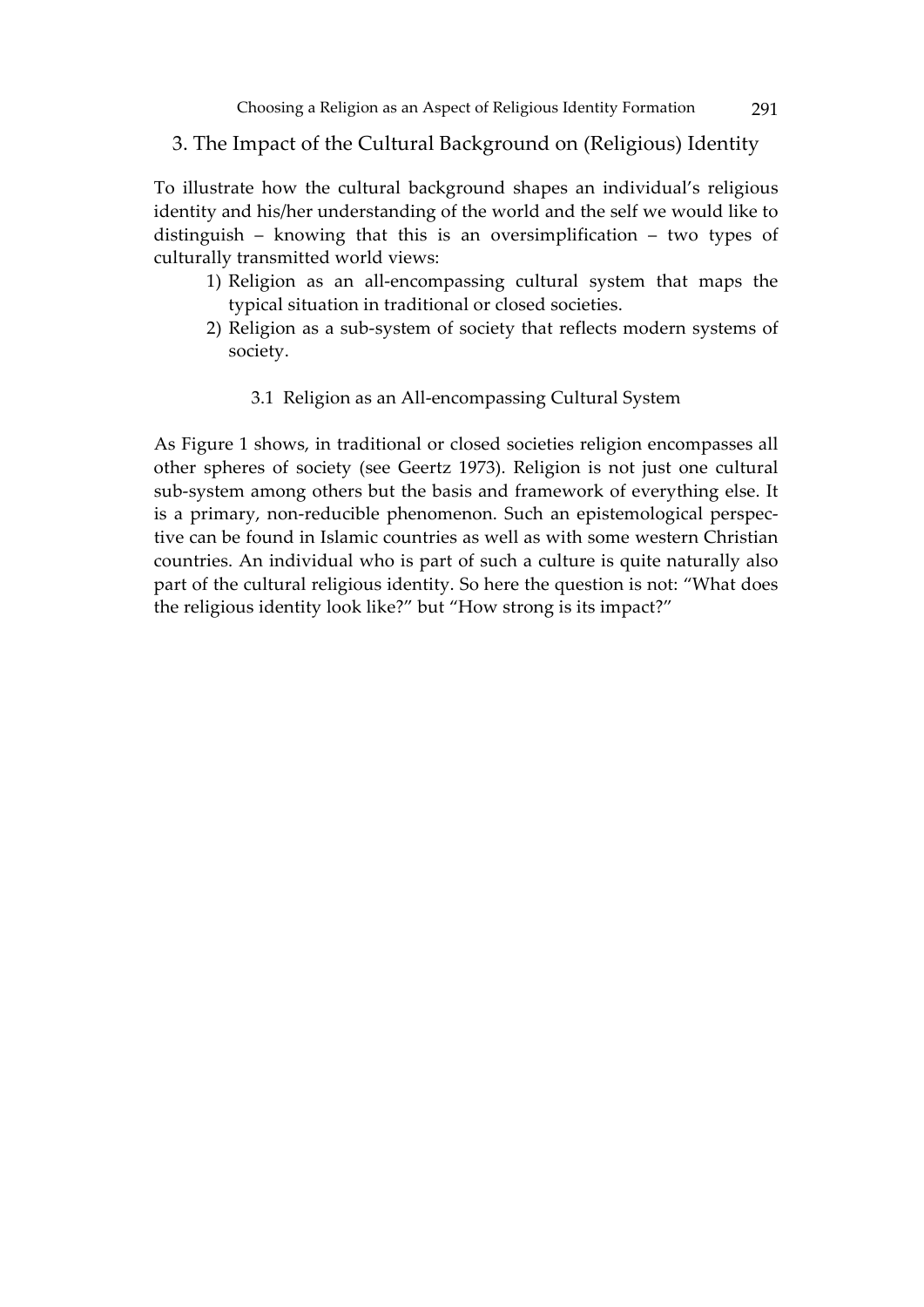## 3. The Impact of the Cultural Background on (Religious) Identity

To illustrate how the cultural background shapes an individual's religious identity and his/her understanding of the world and the self we would like to distinguish – knowing that this is an oversimplification – two types of culturally transmitted world views:

1) Religion as an all-encompassing cultural system that maps the typical situation in traditional or closed societies.
2) Religion as a sub-system of society that reflects modern systems of society.

### 3.1 Religion as an All-encompassing Cultural System

As Figure 1 shows, in traditional or closed societies religion encompasses all other spheres of society (see Geertz 1973). Religion is not just one cultural sub-system among others but the basis and framework of everything else. It is a primary, non-reducible phenomenon. Such an epistemological perspective can be found in Islamic countries as well as with some western Christian countries. An individual who is part of such a culture is quite naturally also part of the cultural religious identity. So here the question is not: "What does the religious identity look like?" but "How strong is its impact?"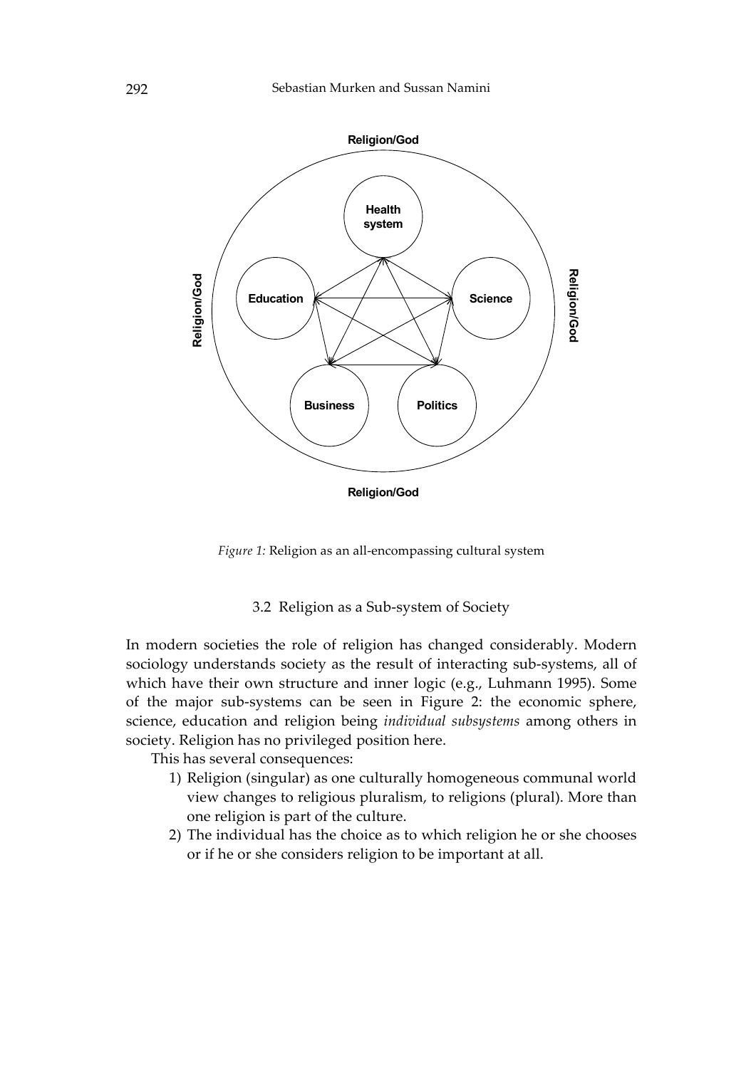Religion/God

Health system

Education

Science

Business

Politics

Religion/God

Religion/God

Religion/God

*Figure 1:* Religion as an all-encompassing cultural system

### 3.2 Religion as a Sub-system of Society

In modern societies the role of religion has changed considerably. Modern sociology understands society as the result of interacting sub-systems, all of which have their own structure and inner logic (e.g., Luhmann 1995). Some of the major sub-systems can be seen in Figure 2: the economic sphere, science, education and religion being *individual subsystems* among others in society. Religion has no privileged position here.

This has several consequences:

1) Religion (singular) as one culturally homogeneous communal world view changes to religious pluralism, to religions (plural). More than one religion is part of the culture.
2) The individual has the choice as to which religion he or she chooses or if he or she considers religion to be important at all.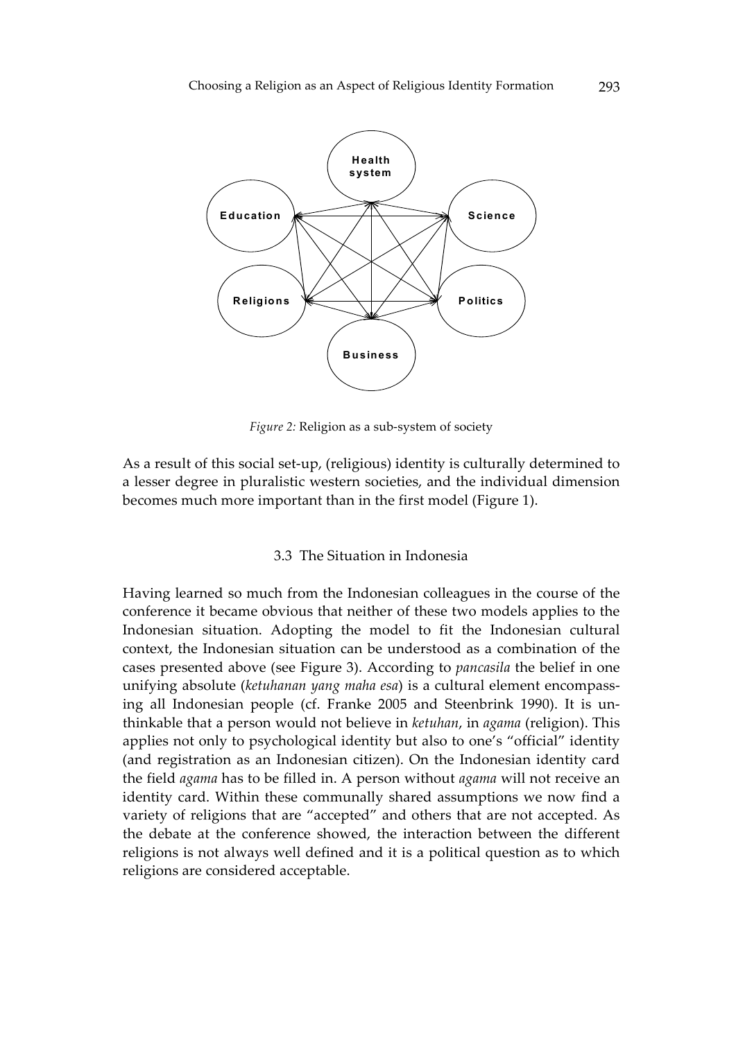*Figure 2:* Religion as a sub-system of society

As a result of this social set-up, (religious) identity is culturally determined to a lesser degree in pluralistic western societies, and the individual dimension becomes much more important than in the first model (Figure 1).

### 3.3 The Situation in Indonesia

Having learned so much from the Indonesian colleagues in the course of the conference it became obvious that neither of these two models applies to the Indonesian situation. Adopting the model to fit the Indonesian cultural context, the Indonesian situation can be understood as a combination of the cases presented above (see Figure 3). According to *pancasila* the belief in one unifying absolute (*ketuhanan yang maha esa*) is a cultural element encompassing all Indonesian people (cf. Franke 2005 and Steenbrink 1990). It is unthinkable that a person would not believe in *ketuhan*, in *agama* (religion). This applies not only to psychological identity but also to one's "official" identity (and registration as an Indonesian citizen). On the Indonesian identity card the field *agama* has to be filled in. A person without *agama* will not receive an identity card. Within these communally shared assumptions we now find a variety of religions that are "accepted" and others that are not accepted. As the debate at the conference showed, the interaction between the different religions is not always well defined and it is a political question as to which religions are considered acceptable.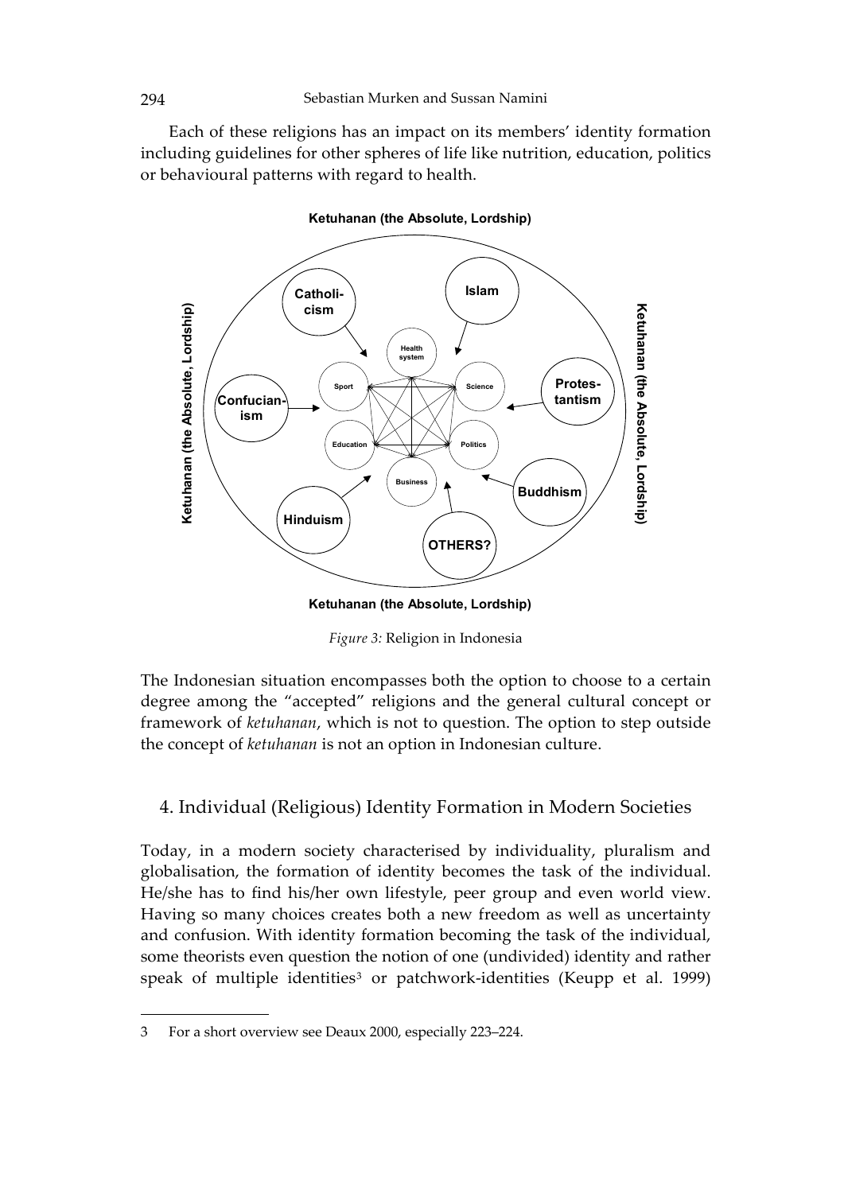Each of these religions has an impact on its members' identity formation including guidelines for other spheres of life like nutrition, education, politics or behavioural patterns with regard to health.

*Figure 3:* Religion in Indonesia

The Indonesian situation encompasses both the option to choose to a certain degree among the "accepted" religions and the general cultural concept or framework of *ketuhanan*, which is not to question. The option to step outside the concept of *ketuhanan* is not an option in Indonesian culture.

## 4. Individual (Religious) Identity Formation in Modern Societies

Today, in a modern society characterised by individuality, pluralism and globalisation, the formation of identity becomes the task of the individual. He/she has to find his/her own lifestyle, peer group and even world view. Having so many choices creates both a new freedom as well as uncertainty and confusion. With identity formation becoming the task of the individual, some theorists even question the notion of one (undivided) identity and rather speak of multiple identities[3] or patchwork-identities (Keupp et al. 1999)

---

3 For a short overview see Deaux 2000, especially 223–224.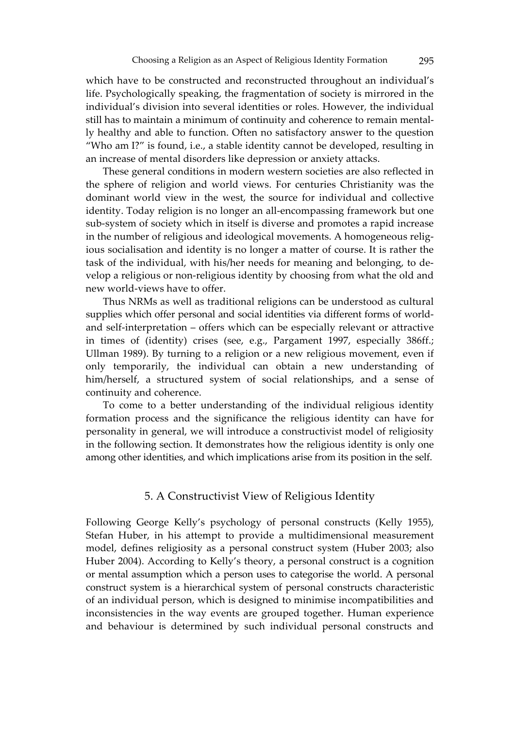which have to be constructed and reconstructed throughout an individual's life. Psychologically speaking, the fragmentation of society is mirrored in the individual's division into several identities or roles. However, the individual still has to maintain a minimum of continuity and coherence to remain mentally healthy and able to function. Often no satisfactory answer to the question "Who am I?" is found, i.e., a stable identity cannot be developed, resulting in an increase of mental disorders like depression or anxiety attacks.

These general conditions in modern western societies are also reflected in the sphere of religion and world views. For centuries Christianity was the dominant world view in the west, the source for individual and collective identity. Today religion is no longer an all-encompassing framework but one sub-system of society which in itself is diverse and promotes a rapid increase in the number of religious and ideological movements. A homogeneous religious socialisation and identity is no longer a matter of course. It is rather the task of the individual, with his/her needs for meaning and belonging, to develop a religious or non-religious identity by choosing from what the old and new world-views have to offer.

Thus NRMs as well as traditional religions can be understood as cultural supplies which offer personal and social identities via different forms of world- and self-interpretation – offers which can be especially relevant or attractive in times of (identity) crises (see, e.g., Pargament 1997, especially 386ff.; Ullman 1989). By turning to a religion or a new religious movement, even if only temporarily, the individual can obtain a new understanding of him/herself, a structured system of social relationships, and a sense of continuity and coherence.

To come to a better understanding of the individual religious identity formation process and the significance the religious identity can have for personality in general, we will introduce a constructivist model of religiosity in the following section. It demonstrates how the religious identity is only one among other identities, and which implications arise from its position in the self.

## 5. A Constructivist View of Religious Identity

Following George Kelly's psychology of personal constructs (Kelly 1955), Stefan Huber, in his attempt to provide a multidimensional measurement model, defines religiosity as a personal construct system (Huber 2003; also Huber 2004). According to Kelly's theory, a personal construct is a cognition or mental assumption which a person uses to categorise the world. A personal construct system is a hierarchical system of personal constructs characteristic of an individual person, which is designed to minimise incompatibilities and inconsistencies in the way events are grouped together. Human experience and behaviour is determined by such individual personal constructs and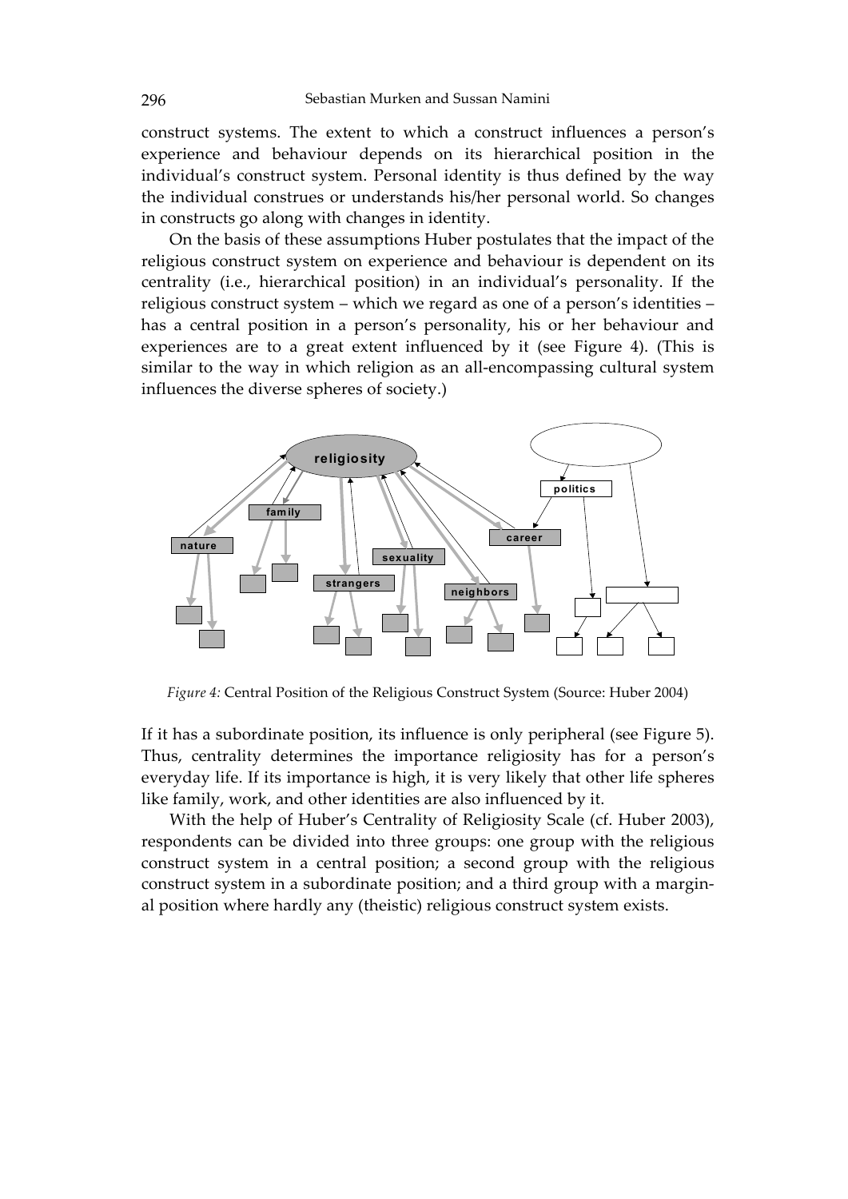construct systems. The extent to which a construct influences a person's experience and behaviour depends on its hierarchical position in the individual's construct system. Personal identity is thus defined by the way the individual construes or understands his/her personal world. So changes in constructs go along with changes in identity.

On the basis of these assumptions Huber postulates that the impact of the religious construct system on experience and behaviour is dependent on its centrality (i.e., hierarchical position) in an individual's personality. If the religious construct system – which we regard as one of a person's identities – has a central position in a person's personality, his or her behaviour and experiences are to a great extent influenced by it (see Figure 4). (This is similar to the way in which religion as an all-encompassing cultural system influences the diverse spheres of society.)

*Figure 4:* Central Position of the Religious Construct System (Source: Huber 2004)

If it has a subordinate position, its influence is only peripheral (see Figure 5). Thus, centrality determines the importance religiosity has for a person's everyday life. If its importance is high, it is very likely that other life spheres like family, work, and other identities are also influenced by it.

With the help of Huber's Centrality of Religiosity Scale (cf. Huber 2003), respondents can be divided into three groups: one group with the religious construct system in a central position; a second group with the religious construct system in a subordinate position; and a third group with a marginal position where hardly any (theistic) religious construct system exists.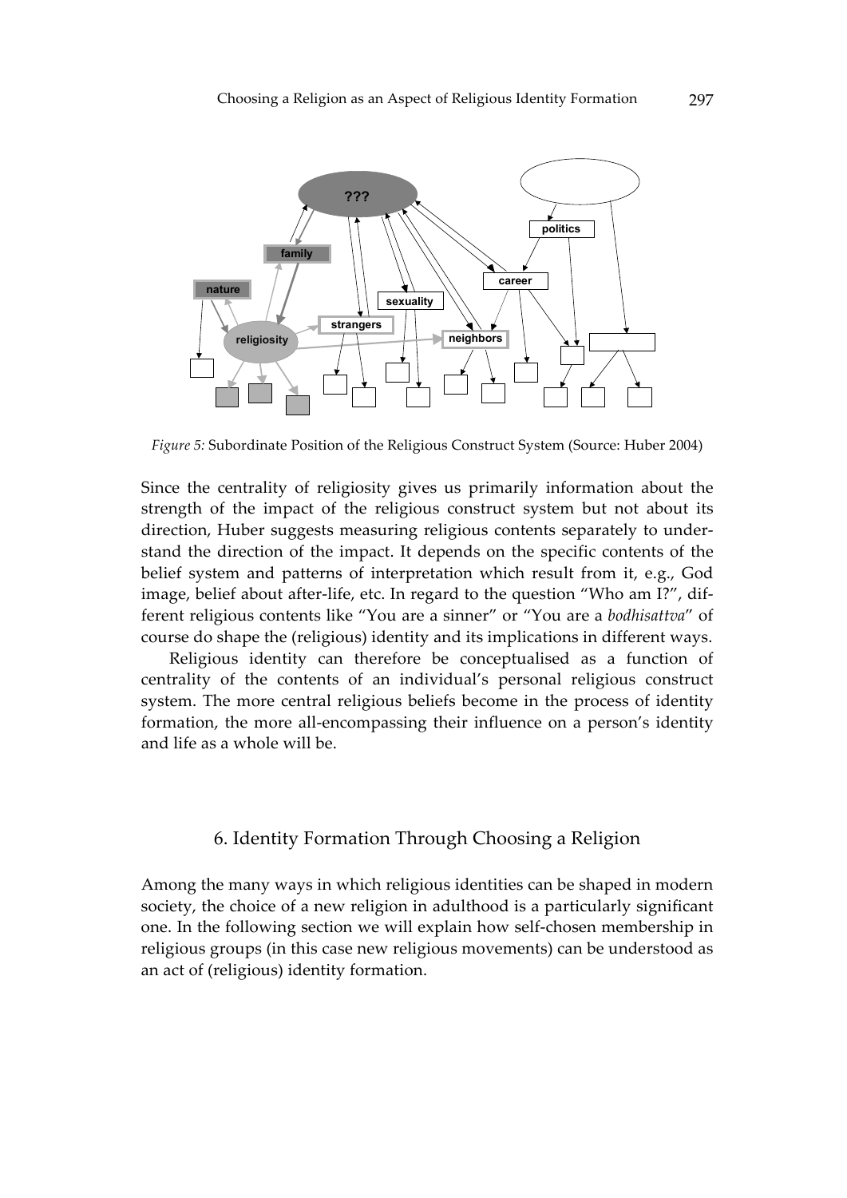*Figure 5:* Subordinate Position of the Religious Construct System (Source: Huber 2004)

Since the centrality of religiosity gives us primarily information about the strength of the impact of the religious construct system but not about its direction, Huber suggests measuring religious contents separately to understand the direction of the impact. It depends on the specific contents of the belief system and patterns of interpretation which result from it, e.g., God image, belief about after-life, etc. In regard to the question "Who am I?", different religious contents like "You are a sinner" or "You are a *bodhisattva*" of course do shape the (religious) identity and its implications in different ways.

Religious identity can therefore be conceptualised as a function of centrality of the contents of an individual's personal religious construct system. The more central religious beliefs become in the process of identity formation, the more all-encompassing their influence on a person's identity and life as a whole will be.

## 6. Identity Formation Through Choosing a Religion

Among the many ways in which religious identities can be shaped in modern society, the choice of a new religion in adulthood is a particularly significant one. In the following section we will explain how self-chosen membership in religious groups (in this case new religious movements) can be understood as an act of (religious) identity formation.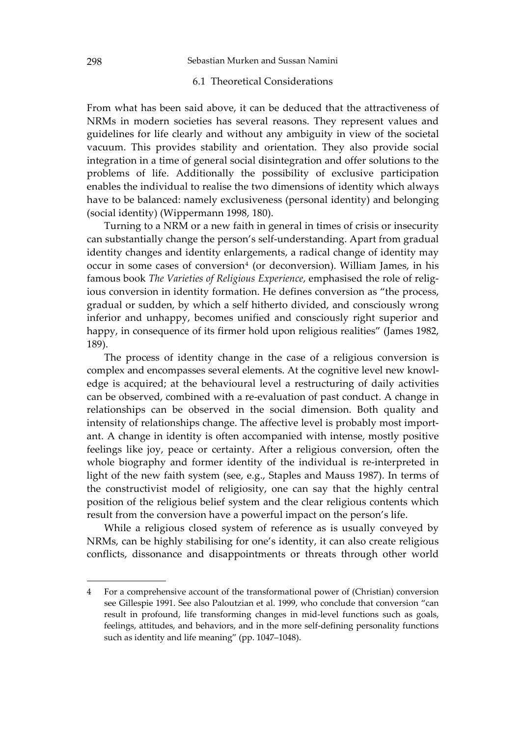### 6.1 Theoretical Considerations

From what has been said above, it can be deduced that the attractiveness of NRMs in modern societies has several reasons. They represent values and guidelines for life clearly and without any ambiguity in view of the societal vacuum. This provides stability and orientation. They also provide social integration in a time of general social disintegration and offer solutions to the problems of life. Additionally the possibility of exclusive participation enables the individual to realise the two dimensions of identity which always have to be balanced: namely exclusiveness (personal identity) and belonging (social identity) (Wippermann 1998, 180).

Turning to a NRM or a new faith in general in times of crisis or insecurity can substantially change the person's self-understanding. Apart from gradual identity changes and identity enlargements, a radical change of identity may occur in some cases of conversion[4] (or deconversion). William James, in his famous book *The Varieties of Religious Experience*, emphasised the role of religious conversion in identity formation. He defines conversion as "the process, gradual or sudden, by which a self hitherto divided, and consciously wrong inferior and unhappy, becomes unified and consciously right superior and happy, in consequence of its firmer hold upon religious realities" (James 1982, 189).

The process of identity change in the case of a religious conversion is complex and encompasses several elements. At the cognitive level new knowledge is acquired; at the behavioural level a restructuring of daily activities can be observed, combined with a re-evaluation of past conduct. A change in relationships can be observed in the social dimension. Both quality and intensity of relationships change. The affective level is probably most important. A change in identity is often accompanied with intense, mostly positive feelings like joy, peace or certainty. After a religious conversion, often the whole biography and former identity of the individual is re-interpreted in light of the new faith system (see, e.g., Staples and Mauss 1987). In terms of the constructivist model of religiosity, one can say that the highly central position of the religious belief system and the clear religious contents which result from the conversion have a powerful impact on the person's life.

While a religious closed system of reference as is usually conveyed by NRMs, can be highly stabilising for one's identity, it can also create religious conflicts, dissonance and disappointments or threats through other world

---

4 For a comprehensive account of the transformational power of (Christian) conversion see Gillespie 1991. See also Paloutzian et al. 1999, who conclude that conversion "can result in profound, life transforming changes in mid-level functions such as goals, feelings, attitudes, and behaviors, and in the more self-defining personality functions such as identity and life meaning" (pp. 1047–1048).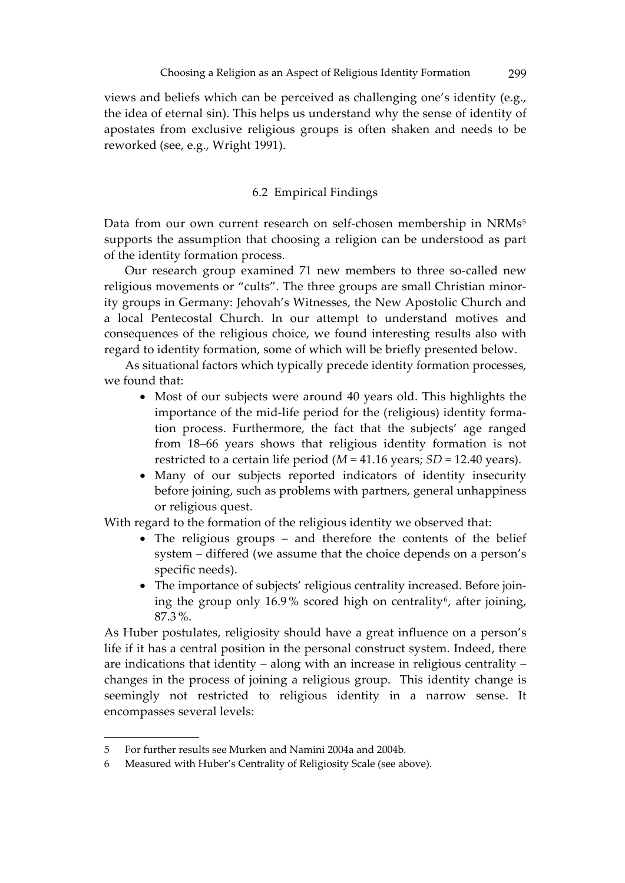views and beliefs which can be perceived as challenging one's identity (e.g., the idea of eternal sin). This helps us understand why the sense of identity of apostates from exclusive religious groups is often shaken and needs to be reworked (see, e.g., Wright 1991).

### 6.2 Empirical Findings

Data from our own current research on self-chosen membership in NRMs[5] supports the assumption that choosing a religion can be understood as part of the identity formation process.

Our research group examined 71 new members to three so-called new religious movements or "cults". The three groups are small Christian minority groups in Germany: Jehovah's Witnesses, the New Apostolic Church and a local Pentecostal Church. In our attempt to understand motives and consequences of the religious choice, we found interesting results also with regard to identity formation, some of which will be briefly presented below.

As situational factors which typically precede identity formation processes, we found that:

- Most of our subjects were around 40 years old. This highlights the importance of the mid-life period for the (religious) identity formation process. Furthermore, the fact that the subjects' age ranged from 18–66 years shows that religious identity formation is not restricted to a certain life period ($M$ = 41.16 years; $SD$ = 12.40 years).
- Many of our subjects reported indicators of identity insecurity before joining, such as problems with partners, general unhappiness or religious quest.

With regard to the formation of the religious identity we observed that:

- The religious groups – and therefore the contents of the belief system – differed (we assume that the choice depends on a person's specific needs).
- The importance of subjects' religious centrality increased. Before joining the group only 16.9 % scored high on centrality[6], after joining, 87.3 %.

As Huber postulates, religiosity should have a great influence on a person's life if it has a central position in the personal construct system. Indeed, there are indications that identity – along with an increase in religious centrality – changes in the process of joining a religious group. This identity change is seemingly not restricted to religious identity in a narrow sense. It encompasses several levels:

---

5 For further results see Murken and Namini 2004a and 2004b.

6 Measured with Huber's Centrality of Religiosity Scale (see above).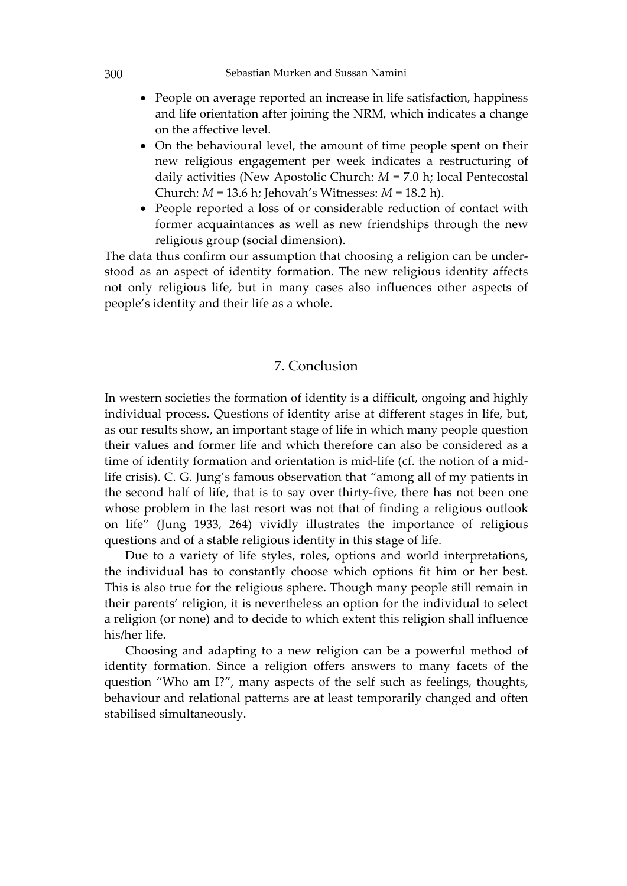- People on average reported an increase in life satisfaction, happiness and life orientation after joining the NRM, which indicates a change on the affective level.
- On the behavioural level, the amount of time people spent on their new religious engagement per week indicates a restructuring of daily activities (New Apostolic Church: $M$ = 7.0 h; local Pentecostal Church: $M$ = 13.6 h; Jehovah's Witnesses: $M$ = 18.2 h).
- People reported a loss of or considerable reduction of contact with former acquaintances as well as new friendships through the new religious group (social dimension).

The data thus confirm our assumption that choosing a religion can be understood as an aspect of identity formation. The new religious identity affects not only religious life, but in many cases also influences other aspects of people's identity and their life as a whole.

## 7. Conclusion

In western societies the formation of identity is a difficult, ongoing and highly individual process. Questions of identity arise at different stages in life, but, as our results show, an important stage of life in which many people question their values and former life and which therefore can also be considered as a time of identity formation and orientation is mid-life (cf. the notion of a mid-life crisis). C. G. Jung's famous observation that "among all of my patients in the second half of life, that is to say over thirty-five, there has not been one whose problem in the last resort was not that of finding a religious outlook on life" (Jung 1933, 264) vividly illustrates the importance of religious questions and of a stable religious identity in this stage of life.

Due to a variety of life styles, roles, options and world interpretations, the individual has to constantly choose which options fit him or her best. This is also true for the religious sphere. Though many people still remain in their parents' religion, it is nevertheless an option for the individual to select a religion (or none) and to decide to which extent this religion shall influence his/her life.

Choosing and adapting to a new religion can be a powerful method of identity formation. Since a religion offers answers to many facets of the question "Who am I?", many aspects of the self such as feelings, thoughts, behaviour and relational patterns are at least temporarily changed and often stabilised simultaneously.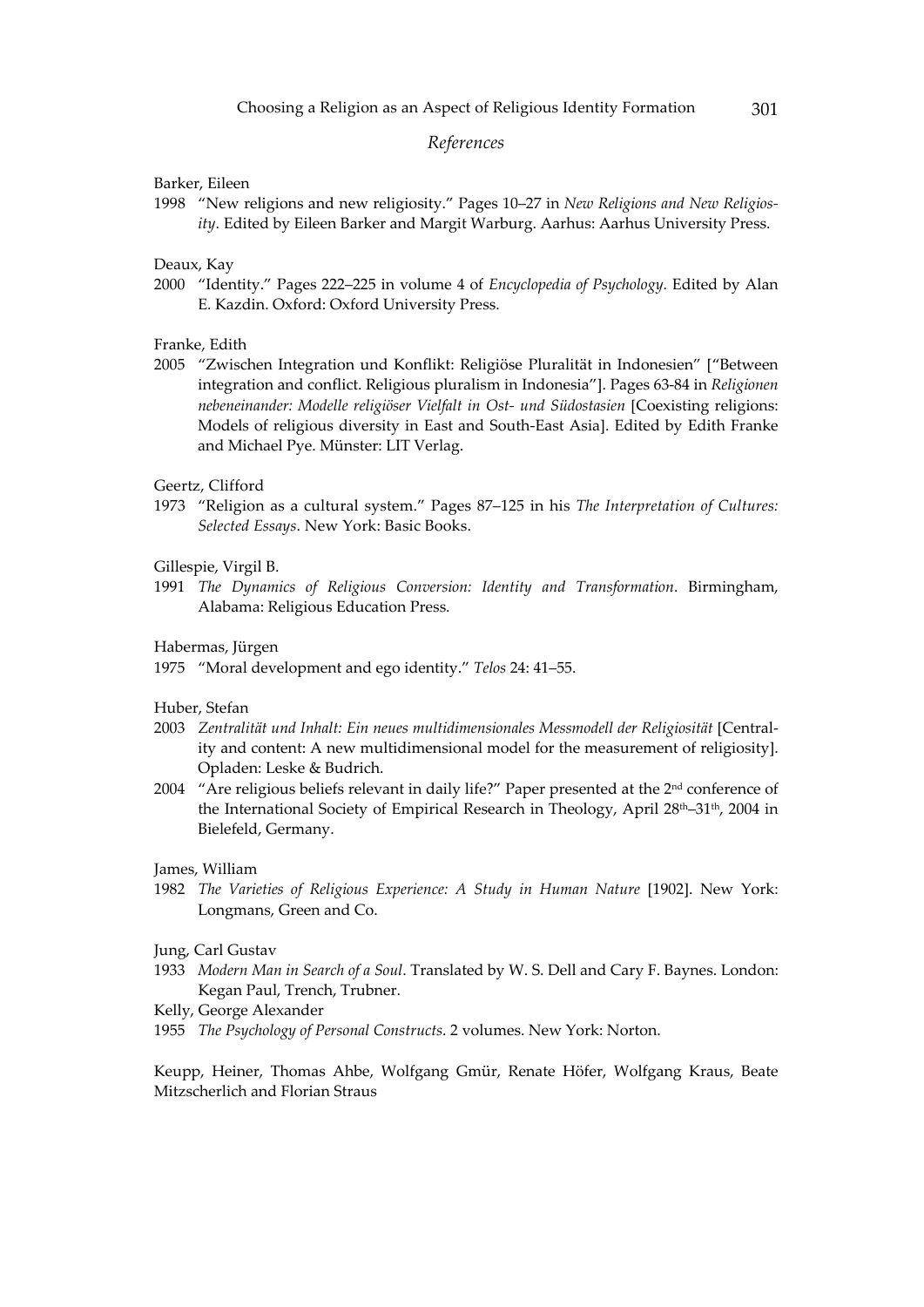## *References*

Barker, Eileen

1998 "New religions and new religiosity." Pages 10–27 in *New Religions and New Religiosity*. Edited by Eileen Barker and Margit Warburg. Aarhus: Aarhus University Press.

Deaux, Kay

2000 "Identity." Pages 222–225 in volume 4 of *Encyclopedia of Psychology*. Edited by Alan E. Kazdin. Oxford: Oxford University Press.

Franke, Edith

2005 "Zwischen Integration und Konflikt: Religiöse Pluralität in Indonesien" ["Between integration and conflict. Religious pluralism in Indonesia"]. Pages 63-84 in *Religionen nebeneinander: Modelle religiöser Vielfalt in Ost- und Südostasien* [Coexisting religions: Models of religious diversity in East and South-East Asia]. Edited by Edith Franke and Michael Pye. Münster: LIT Verlag.

Geertz, Clifford

1973 "Religion as a cultural system." Pages 87–125 in his *The Interpretation of Cultures: Selected Essays*. New York: Basic Books.

Gillespie, Virgil B.

1991 *The Dynamics of Religious Conversion: Identity and Transformation*. Birmingham, Alabama: Religious Education Press.

Habermas, Jürgen

1975 "Moral development and ego identity." *Telos* 24: 41–55.

Huber, Stefan

2003 *Zentralität und Inhalt: Ein neues multidimensionales Messmodell der Religiosität* [Centrality and content: A new multidimensional model for the measurement of religiosity]. Opladen: Leske & Budrich.

2004 "Are religious beliefs relevant in daily life?" Paper presented at the 2nd conference of the International Society of Empirical Research in Theology, April 28th–31th, 2004 in Bielefeld, Germany.

James, William

1982 *The Varieties of Religious Experience: A Study in Human Nature* [1902]. New York: Longmans, Green and Co.

Jung, Carl Gustav

1933 *Modern Man in Search of a Soul*. Translated by W. S. Dell and Cary F. Baynes. London: Kegan Paul, Trench, Trubner.

Kelly, George Alexander

1955 *The Psychology of Personal Constructs*. 2 volumes. New York: Norton.

Keupp, Heiner, Thomas Ahbe, Wolfgang Gmür, Renate Höfer, Wolfgang Kraus, Beate Mitzscherlich and Florian Straus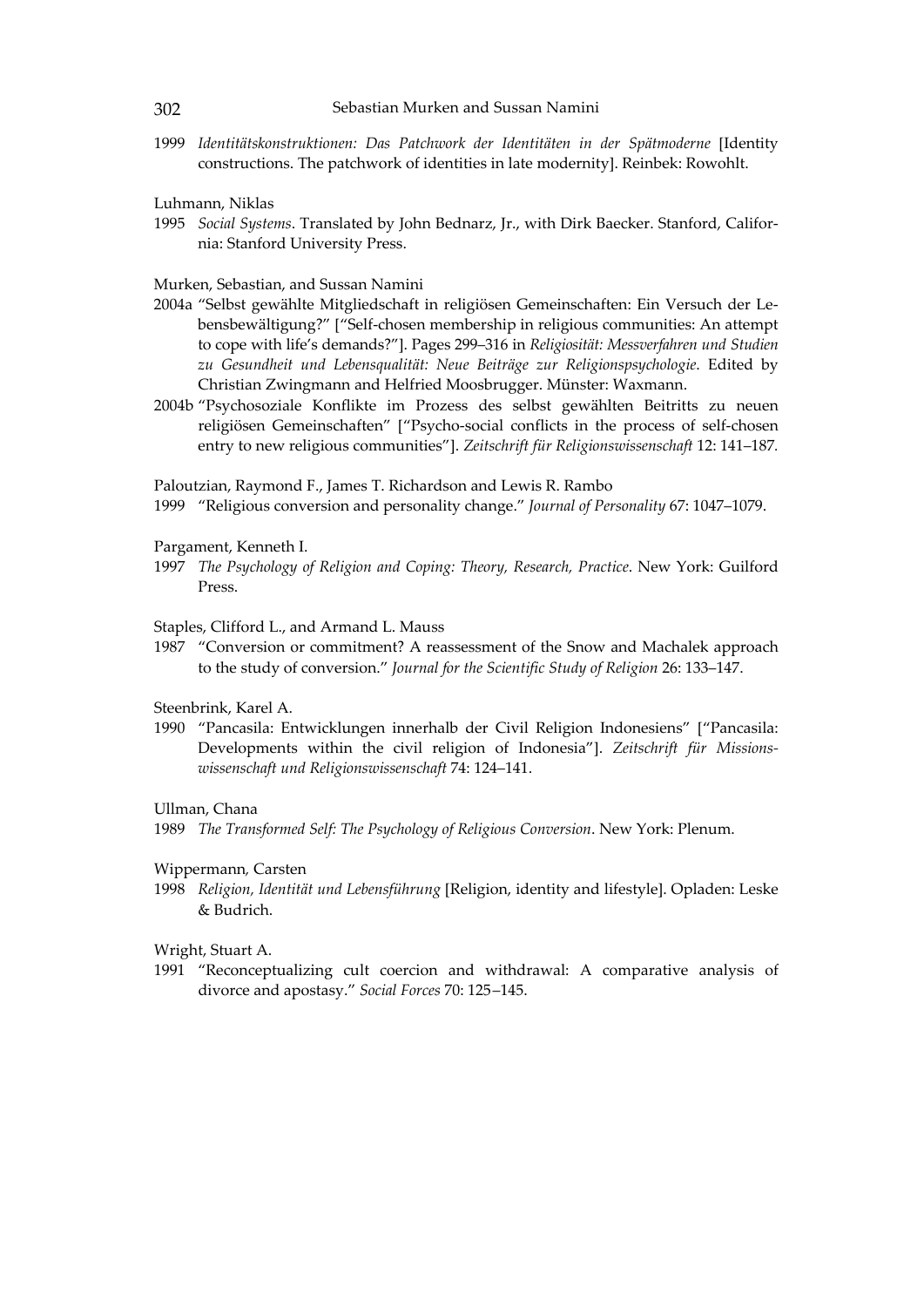1999 *Identitätskonstruktionen: Das Patchwork der Identitäten in der Spätmoderne* [Identity constructions. The patchwork of identities in late modernity]. Reinbek: Rowohlt.

Luhmann, Niklas

1995 *Social Systems*. Translated by John Bednarz, Jr., with Dirk Baecker. Stanford, California: Stanford University Press.

Murken, Sebastian, and Sussan Namini

2004a "Selbst gewählte Mitgliedschaft in religiösen Gemeinschaften: Ein Versuch der Lebensbewältigung?" ["Self-chosen membership in religious communities: An attempt to cope with life's demands?"]. Pages 299–316 in *Religiosität: Messverfahren und Studien zu Gesundheit und Lebensqualität: Neue Beiträge zur Religionspsychologie*. Edited by Christian Zwingmann and Helfried Moosbrugger. Münster: Waxmann.

2004b "Psychosoziale Konflikte im Prozess des selbst gewählten Beitritts zu neuen religiösen Gemeinschaften" ["Psycho-social conflicts in the process of self-chosen entry to new religious communities"]. *Zeitschrift für Religionswissenschaft* 12: 141–187.

Paloutzian, Raymond F., James T. Richardson and Lewis R. Rambo

1999 "Religious conversion and personality change." *Journal of Personality* 67: 1047–1079.

Pargament, Kenneth I.

1997 *The Psychology of Religion and Coping: Theory, Research, Practice*. New York: Guilford Press.

Staples, Clifford L., and Armand L. Mauss

1987 "Conversion or commitment? A reassessment of the Snow and Machalek approach to the study of conversion." *Journal for the Scientific Study of Religion* 26: 133–147.

Steenbrink, Karel A.

1990 "Pancasila: Entwicklungen innerhalb der Civil Religion Indonesiens" ["Pancasila: Developments within the civil religion of Indonesia"]. *Zeitschrift für Missionswissenschaft und Religionswissenschaft* 74: 124–141.

Ullman, Chana

1989 *The Transformed Self: The Psychology of Religious Conversion*. New York: Plenum.

Wippermann, Carsten

1998 *Religion, Identität und Lebensführung* [Religion, identity and lifestyle]. Opladen: Leske & Budrich.

Wright, Stuart A.

1991 "Reconceptualizing cult coercion and withdrawal: A comparative analysis of divorce and apostasy." *Social Forces* 70: 125–145.